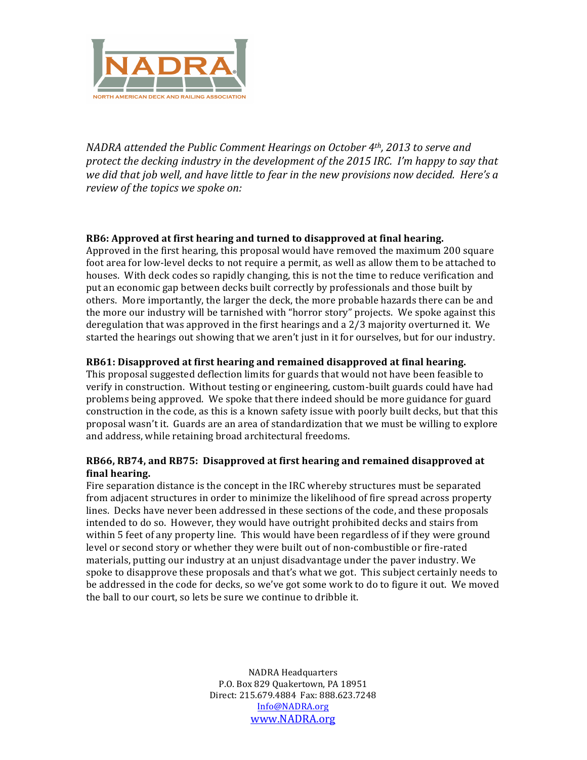NADRA

NORTH AMERICAN DECK AND RAILING ASSOCIATION

*NADRA attended the Public Comment Hearings on October 4th, 2013 to serve and protect the decking industry in the development of the 2015 IRC. I'm happy to say that we did that job well, and have little to fear in the new provisions now decided. Here's a review of the topics we spoke on:*

**RB6: Approved at first hearing and turned to disapproved at final hearing.**

Approved in the first hearing, this proposal would have removed the maximum 200 square foot area for low-level decks to not require a permit, as well as allow them to be attached to houses. With deck codes so rapidly changing, this is not the time to reduce verification and put an economic gap between decks built correctly by professionals and those built by others. More importantly, the larger the deck, the more probable hazards there can be and the more our industry will be tarnished with "horror story" projects. We spoke against this deregulation that was approved in the first hearings and a 2/3 majority overturned it. We started the hearings out showing that we aren't just in it for ourselves, but for our industry.

**RB61: Disapproved at first hearing and remained disapproved at final hearing.**

This proposal suggested deflection limits for guards that would not have been feasible to verify in construction. Without testing or engineering, custom-built guards could have had problems being approved. We spoke that there indeed should be more guidance for guard construction in the code, as this is a known safety issue with poorly built decks, but that this proposal wasn't it. Guards are an area of standardization that we must be willing to explore and address, while retaining broad architectural freedoms.

**RB66, RB74, and RB75: Disapproved at first hearing and remained disapproved at final hearing.**

Fire separation distance is the concept in the IRC whereby structures must be separated from adjacent structures in order to minimize the likelihood of fire spread across property lines. Decks have never been addressed in these sections of the code, and these proposals intended to do so. However, they would have outright prohibited decks and stairs from within 5 feet of any property line. This would have been regardless of if they were ground level or second story or whether they were built out of non-combustible or fire-rated materials, putting our industry at an unjust disadvantage under the paver industry. We spoke to disapprove these proposals and that's what we got. This subject certainly needs to be addressed in the code for decks, so we've got some work to do to figure it out. We moved the ball to our court, so lets be sure we continue to dribble it.

NADRA Headquarters
P.O. Box 829 Quakertown, PA 18951
Direct: 215.679.4884 Fax: 888.623.7248
Info@NADRA.org
www.NADRA.org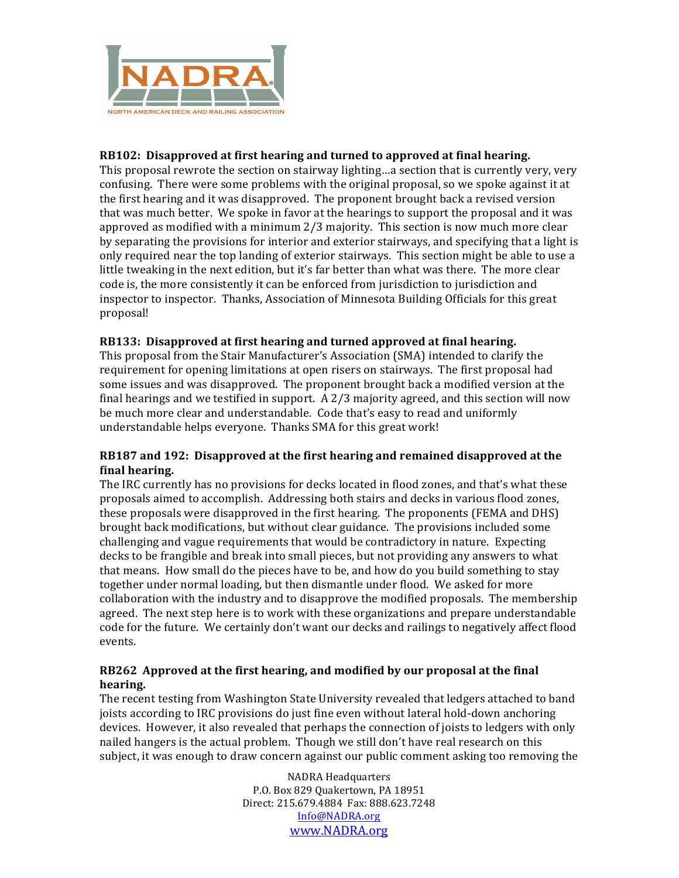**RB102: Disapproved at first hearing and turned to approved at final hearing.**
This proposal rewrote the section on stairway lighting…a section that is currently very, very confusing. There were some problems with the original proposal, so we spoke against it at the first hearing and it was disapproved. The proponent brought back a revised version that was much better. We spoke in favor at the hearings to support the proposal and it was approved as modified with a minimum 2/3 majority. This section is now much more clear by separating the provisions for interior and exterior stairways, and specifying that a light is only required near the top landing of exterior stairways. This section might be able to use a little tweaking in the next edition, but it's far better than what was there. The more clear code is, the more consistently it can be enforced from jurisdiction to jurisdiction and inspector to inspector. Thanks, Association of Minnesota Building Officials for this great proposal!

**RB133: Disapproved at first hearing and turned approved at final hearing.**
This proposal from the Stair Manufacturer's Association (SMA) intended to clarify the requirement for opening limitations at open risers on stairways. The first proposal had some issues and was disapproved. The proponent brought back a modified version at the final hearings and we testified in support. A 2/3 majority agreed, and this section will now be much more clear and understandable. Code that's easy to read and uniformly understandable helps everyone. Thanks SMA for this great work!

**RB187 and 192: Disapproved at the first hearing and remained disapproved at the final hearing.**
The IRC currently has no provisions for decks located in flood zones, and that's what these proposals aimed to accomplish. Addressing both stairs and decks in various flood zones, these proposals were disapproved in the first hearing. The proponents (FEMA and DHS) brought back modifications, but without clear guidance. The provisions included some challenging and vague requirements that would be contradictory in nature. Expecting decks to be frangible and break into small pieces, but not providing any answers to what that means. How small do the pieces have to be, and how do you build something to stay together under normal loading, but then dismantle under flood. We asked for more collaboration with the industry and to disapprove the modified proposals. The membership agreed. The next step here is to work with these organizations and prepare understandable code for the future. We certainly don't want our decks and railings to negatively affect flood events.

**RB262 Approved at the first hearing, and modified by our proposal at the final hearing.**
The recent testing from Washington State University revealed that ledgers attached to band joists according to IRC provisions do just fine even without lateral hold-down anchoring devices. However, it also revealed that perhaps the connection of joists to ledgers with only nailed hangers is the actual problem. Though we still don't have real research on this subject, it was enough to draw concern against our public comment asking too removing the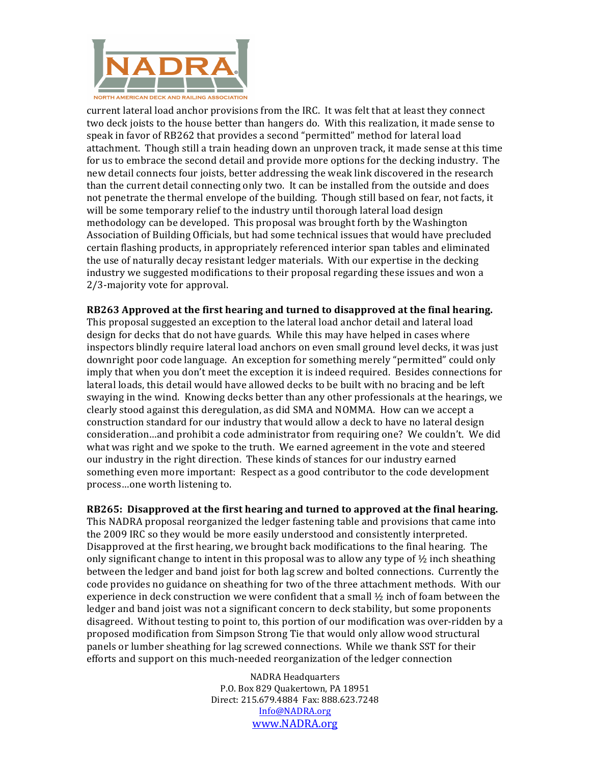current lateral load anchor provisions from the IRC. It was felt that at least they connect two deck joists to the house better than hangers do. With this realization, it made sense to speak in favor of RB262 that provides a second "permitted" method for lateral load attachment. Though still a train heading down an unproven track, it made sense at this time for us to embrace the second detail and provide more options for the decking industry. The new detail connects four joists, better addressing the weak link discovered in the research than the current detail connecting only two. It can be installed from the outside and does not penetrate the thermal envelope of the building. Though still based on fear, not facts, it will be some temporary relief to the industry until thorough lateral load design methodology can be developed. This proposal was brought forth by the Washington Association of Building Officials, but had some technical issues that would have precluded certain flashing products, in appropriately referenced interior span tables and eliminated the use of naturally decay resistant ledger materials. With our expertise in the decking industry we suggested modifications to their proposal regarding these issues and won a 2/3-majority vote for approval.

**RB263 Approved at the first hearing and turned to disapproved at the final hearing.** This proposal suggested an exception to the lateral load anchor detail and lateral load design for decks that do not have guards. While this may have helped in cases where inspectors blindly require lateral load anchors on even small ground level decks, it was just downright poor code language. An exception for something merely "permitted" could only imply that when you don't meet the exception it is indeed required. Besides connections for lateral loads, this detail would have allowed decks to be built with no bracing and be left swaying in the wind. Knowing decks better than any other professionals at the hearings, we clearly stood against this deregulation, as did SMA and NOMMA. How can we accept a construction standard for our industry that would allow a deck to have no lateral design consideration…and prohibit a code administrator from requiring one? We couldn't. We did what was right and we spoke to the truth. We earned agreement in the vote and steered our industry in the right direction. These kinds of stances for our industry earned something even more important: Respect as a good contributor to the code development process…one worth listening to.

**RB265: Disapproved at the first hearing and turned to approved at the final hearing.** This NADRA proposal reorganized the ledger fastening table and provisions that came into the 2009 IRC so they would be more easily understood and consistently interpreted. Disapproved at the first hearing, we brought back modifications to the final hearing. The only significant change to intent in this proposal was to allow any type of ½ inch sheathing between the ledger and band joist for both lag screw and bolted connections. Currently the code provides no guidance on sheathing for two of the three attachment methods. With our experience in deck construction we were confident that a small ½ inch of foam between the ledger and band joist was not a significant concern to deck stability, but some proponents disagreed. Without testing to point to, this portion of our modification was over-ridden by a proposed modification from Simpson Strong Tie that would only allow wood structural panels or lumber sheathing for lag screwed connections. While we thank SST for their efforts and support on this much-needed reorganization of the ledger connection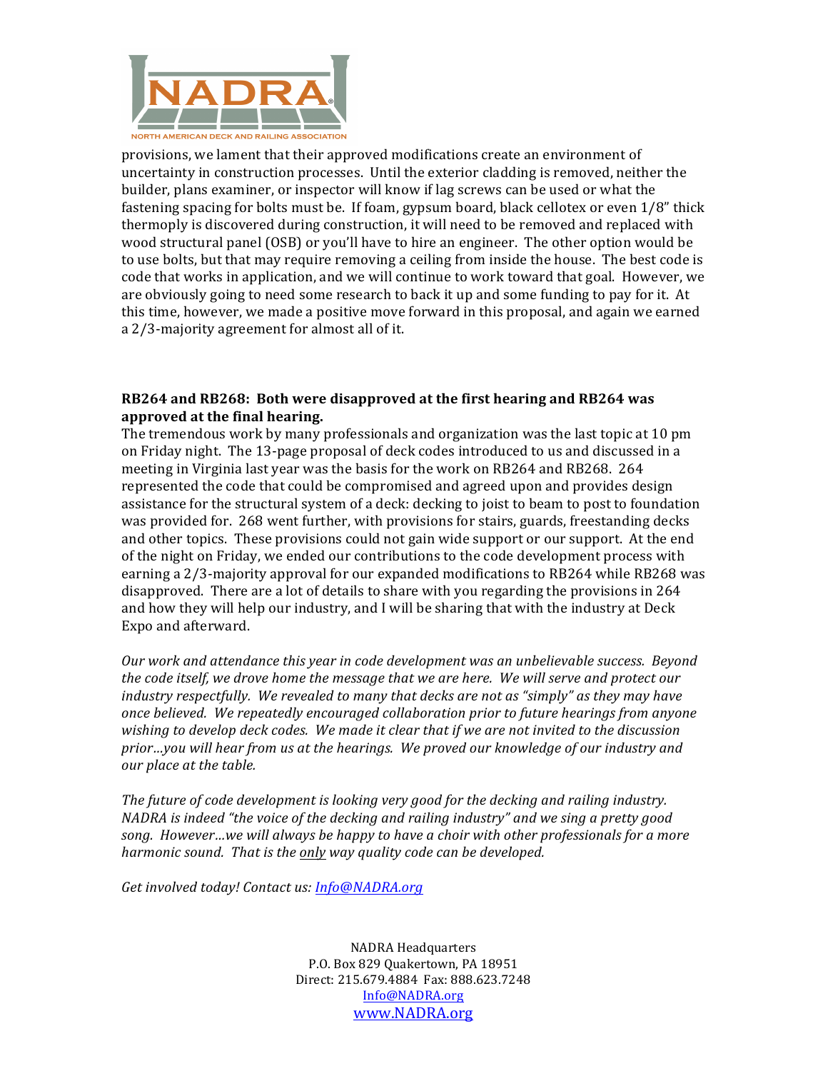provisions, we lament that their approved modifications create an environment of uncertainty in construction processes. Until the exterior cladding is removed, neither the builder, plans examiner, or inspector will know if lag screws can be used or what the fastening spacing for bolts must be. If foam, gypsum board, black cellotex or even 1/8" thick thermoply is discovered during construction, it will need to be removed and replaced with wood structural panel (OSB) or you'll have to hire an engineer. The other option would be to use bolts, but that may require removing a ceiling from inside the house. The best code is code that works in application, and we will continue to work toward that goal. However, we are obviously going to need some research to back it up and some funding to pay for it. At this time, however, we made a positive move forward in this proposal, and again we earned a 2/3-majority agreement for almost all of it.

**RB264 and RB268: Both were disapproved at the first hearing and RB264 was approved at the final hearing.**

The tremendous work by many professionals and organization was the last topic at 10 pm on Friday night. The 13-page proposal of deck codes introduced to us and discussed in a meeting in Virginia last year was the basis for the work on RB264 and RB268. 264 represented the code that could be compromised and agreed upon and provides design assistance for the structural system of a deck: decking to joist to beam to post to foundation was provided for. 268 went further, with provisions for stairs, guards, freestanding decks and other topics. These provisions could not gain wide support or our support. At the end of the night on Friday, we ended our contributions to the code development process with earning a 2/3-majority approval for our expanded modifications to RB264 while RB268 was disapproved. There are a lot of details to share with you regarding the provisions in 264 and how they will help our industry, and I will be sharing that with the industry at Deck Expo and afterward.

*Our work and attendance this year in code development was an unbelievable success. Beyond the code itself, we drove home the message that we are here. We will serve and protect our industry respectfully. We revealed to many that decks are not as "simply" as they may have once believed. We repeatedly encouraged collaboration prior to future hearings from anyone wishing to develop deck codes. We made it clear that if we are not invited to the discussion prior…you will hear from us at the hearings. We proved our knowledge of our industry and our place at the table.*

*The future of code development is looking very good for the decking and railing industry. NADRA is indeed "the voice of the decking and railing industry" and we sing a pretty good song. However…we will always be happy to have a choir with other professionals for a more harmonic sound. That is the only way quality code can be developed.*

*Get involved today! Contact us: Info@NADRA.org*